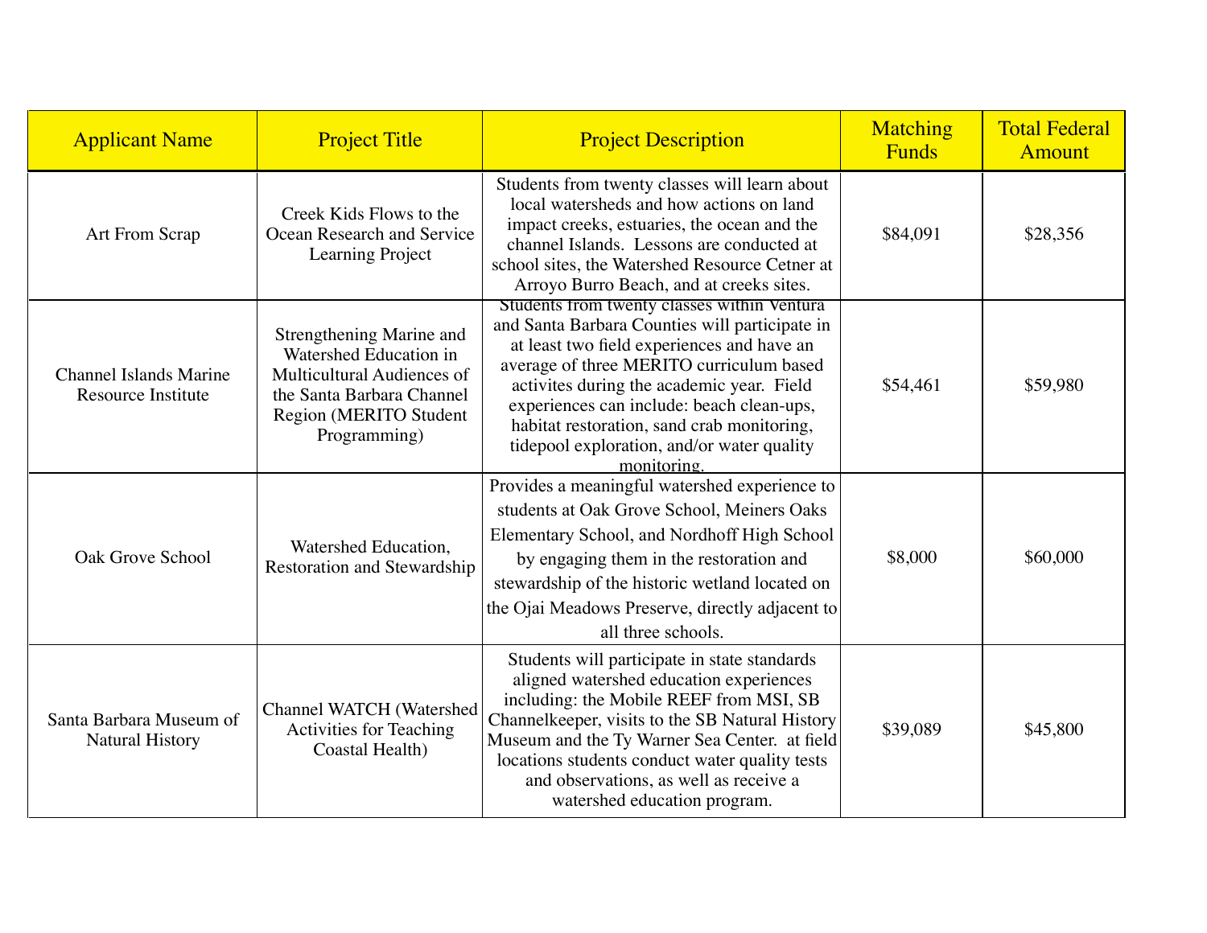| Applicant Name | Project Title | Project Description | Matching Funds | Total Federal Amount |
| --- | --- | --- | --- | --- |
| Art From Scrap | Creek Kids Flows to the Ocean Research and Service Learning Project | Students from twenty classes will learn about local watersheds and how actions on land impact creeks, estuaries, the ocean and the channel Islands. Lessons are conducted at school sites, the Watershed Resource Cetner at Arroyo Burro Beach, and at creeks sites. | $84,091 | $28,356 |
| Channel Islands Marine Resource Institute | Strengthening Marine and Watershed Education in Multicultural Audiences of the Santa Barbara Channel Region (MERITO Student Programming) | Students from twenty classes within Ventura and Santa Barbara Counties will participate in at least two field experiences and have an average of three MERITO curriculum based activites during the academic year. Field experiences can include: beach clean-ups, habitat restoration, sand crab monitoring, tidepool exploration, and/or water quality monitoring. | $54,461 | $59,980 |
| Oak Grove School | Watershed Education, Restoration and Stewardship | Provides a meaningful watershed experience to students at Oak Grove School, Meiners Oaks Elementary School, and Nordhoff High School by engaging them in the restoration and stewardship of the historic wetland located on the Ojai Meadows Preserve, directly adjacent to all three schools. | $8,000 | $60,000 |
| Santa Barbara Museum of Natural History | Channel WATCH (Watershed Activities for Teaching Coastal Health) | Students will participate in state standards aligned watershed education experiences including: the Mobile REEF from MSI, SB Channelkeeper, visits to the SB Natural History Museum and the Ty Warner Sea Center. at field locations students conduct water quality tests and observations, as well as receive a watershed education program. | $39,089 | $45,800 |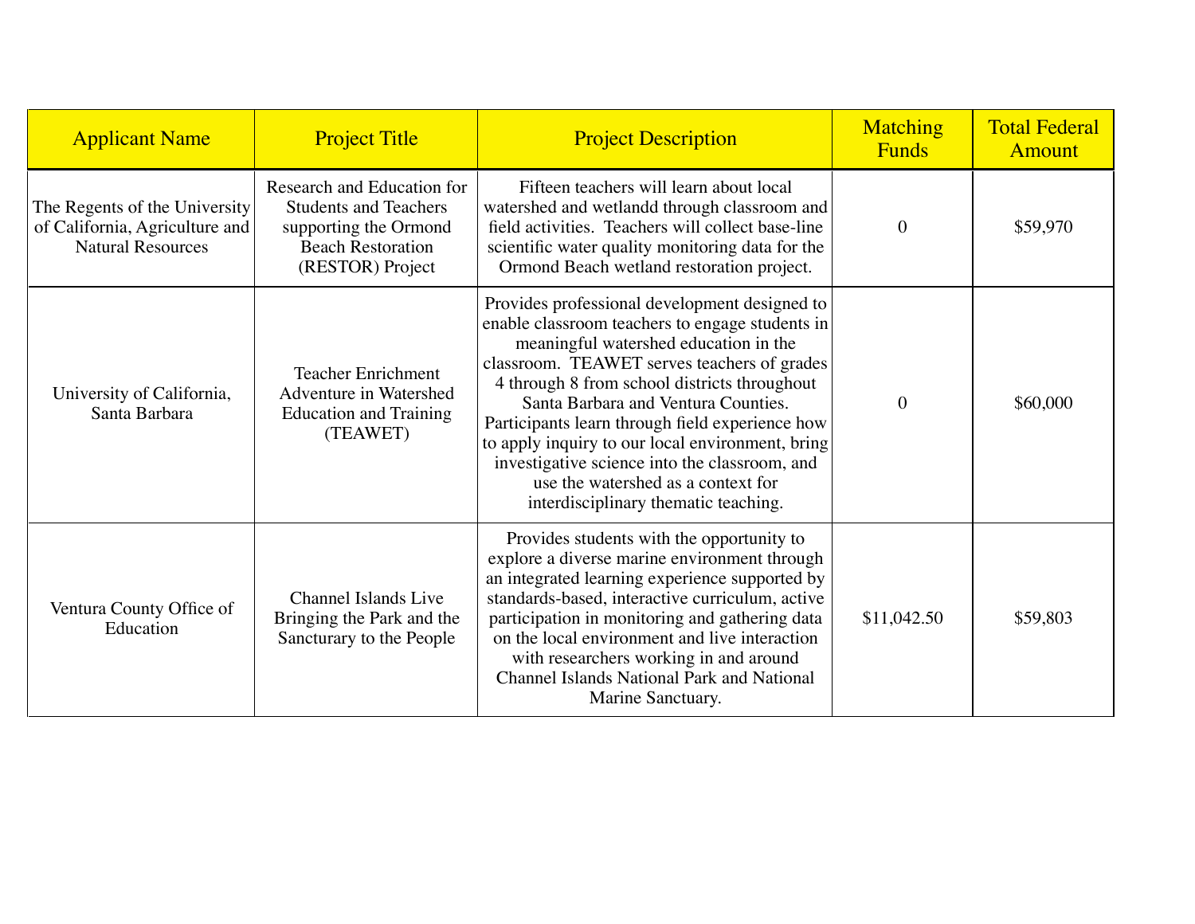| Applicant Name | Project Title | Project Description | Matching Funds | Total Federal Amount |
|---|---|---|---|---|
| The Regents of the University of California, Agriculture and Natural Resources | Research and Education for Students and Teachers supporting the Ormond Beach Restoration (RESTOR) Project | Fifteen teachers will learn about local watershed and wetlandd through classroom and field activities. Teachers will collect base-line scientific water quality monitoring data for the Ormond Beach wetland restoration project. | 0 | $59,970 |
| University of California, Santa Barbara | Teacher Enrichment Adventure in Watershed Education and Training (TEAWET) | Provides professional development designed to enable classroom teachers to engage students in meaningful watershed education in the classroom. TEAWET serves teachers of grades 4 through 8 from school districts throughout Santa Barbara and Ventura Counties. Participants learn through field experience how to apply inquiry to our local environment, bring investigative science into the classroom, and use the watershed as a context for interdisciplinary thematic teaching. | 0 | $60,000 |
| Ventura County Office of Education | Channel Islands Live Bringing the Park and the Sanctuary to the People | Provides students with the opportunity to explore a diverse marine environment through an integrated learning experience supported by standards-based, interactive curriculum, active participation in monitoring and gathering data on the local environment and live interaction with researchers working in and around Channel Islands National Park and National Marine Sanctuary. | $11,042.50 | $59,803 |